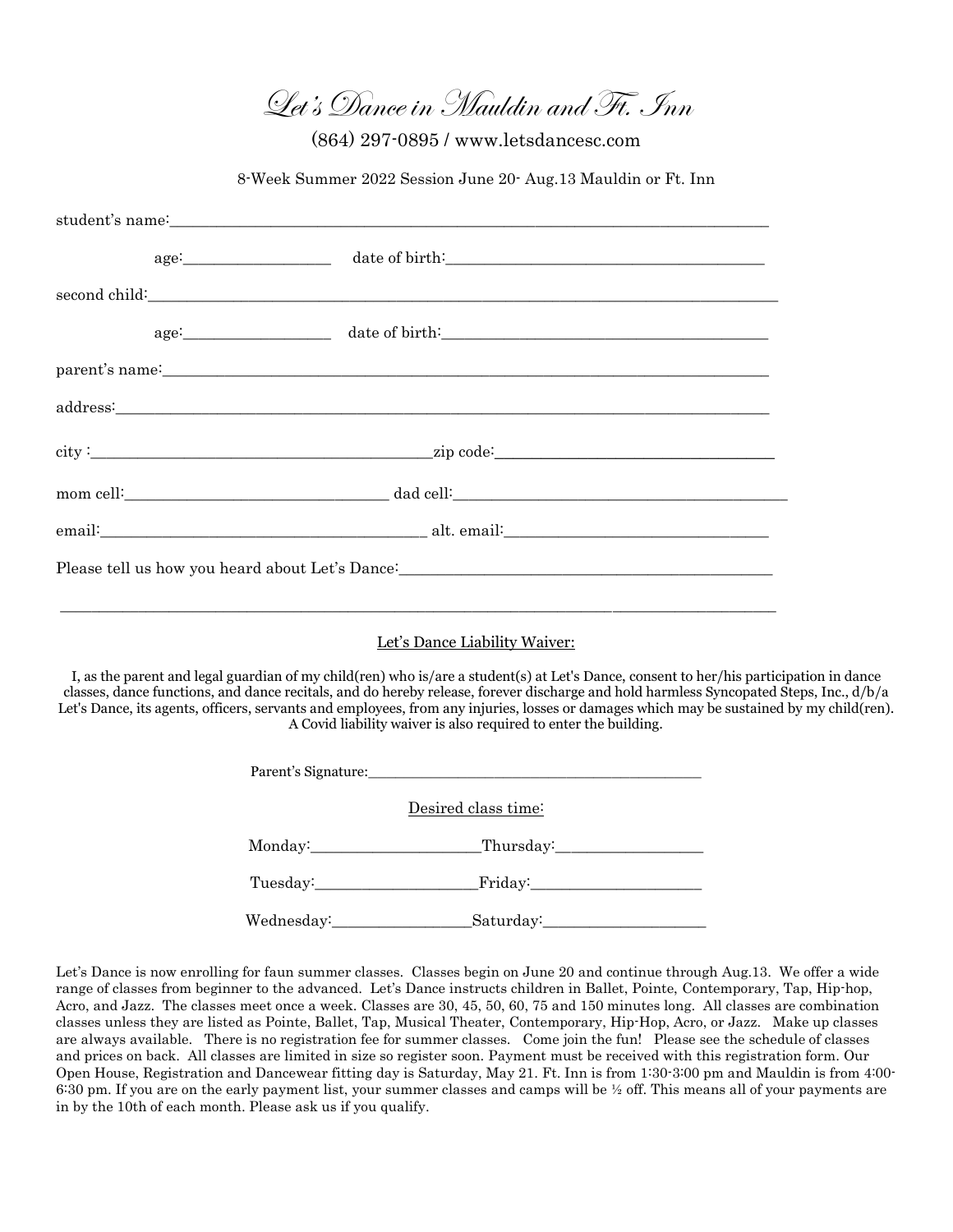# Let's Dance in Mauldin and Ft. Inn

(864) 297-0895 / www.letsdancesc.com

8-Week Summer 2022 Session June 20- Aug.13 Mauldin or Ft. Inn

student's name:______________________________________________________________

age:________________ date of birth:__________________________________

second child:______________________________________________________________

age:________________ date of birth:__________________________________

parent's name:______________________________________________________________

address:______________________________________________________________

city :______________________________zip code:_____________________________

mom cell:_____________________________ dad cell:_____________________________

email:_____________________________ alt. email:_____________________________

Please tell us how you heard about Let's Dance:_____________________________

______________________________________________________________

## Let's Dance Liability Waiver:

I, as the parent and legal guardian of my child(ren) who is/are a student(s) at Let's Dance, consent to her/his participation in dance classes, dance functions, and dance recitals, and do hereby release, forever discharge and hold harmless Syncopated Steps, Inc., d/b/a Let's Dance, its agents, officers, servants and employees, from any injuries, losses or damages which may be sustained by my child(ren). A Covid liability waiver is also required to enter the building.

Parent's Signature:_____________________________________

Desired class time:

Monday:____________________Thursday:_________________

Tuesday:____________________Friday:____________________

Wednesday:________________Saturday:___________________

Let's Dance is now enrolling for faun summer classes. Classes begin on June 20 and continue through Aug.13. We offer a wide range of classes from beginner to the advanced. Let's Dance instructs children in Ballet, Pointe, Contemporary, Tap, Hip-hop, Acro, and Jazz. The classes meet once a week. Classes are 30, 45, 50, 60, 75 and 150 minutes long. All classes are combination classes unless they are listed as Pointe, Ballet, Tap, Musical Theater, Contemporary, Hip-Hop, Acro, or Jazz. Make up classes are always available. There is no registration fee for summer classes. Come join the fun! Please see the schedule of classes and prices on back. All classes are limited in size so register soon. Payment must be received with this registration form. Our Open House, Registration and Dancewear fitting day is Saturday, May 21. Ft. Inn is from 1:30-3:00 pm and Mauldin is from 4:00-6:30 pm. If you are on the early payment list, your summer classes and camps will be ½ off. This means all of your payments are in by the 10th of each month. Please ask us if you qualify.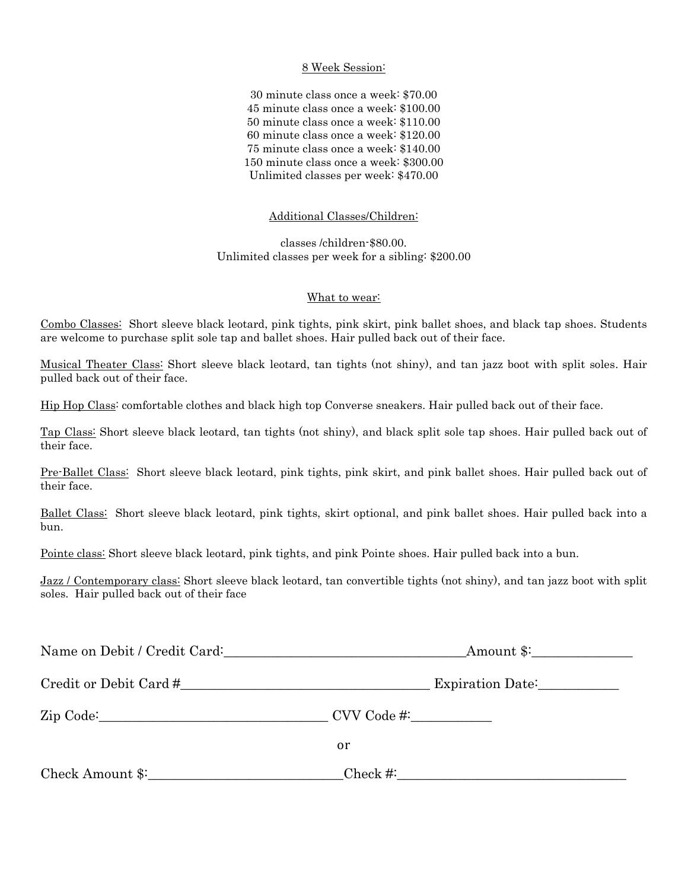<u>8 Week Session:</u>

30 minute class once a week: $70.00
45 minute class once a week: $100.00
50 minute class once a week: $110.00
60 minute class once a week: $120.00
75 minute class once a week: $140.00
150 minute class once a week: $300.00
Unlimited classes per week: $470.00

<u>Additional Classes/Children:</u>

classes /children-$80.00.
Unlimited classes per week for a sibling: $200.00

<u>What to wear:</u>

<u>Combo Classes</u>: Short sleeve black leotard, pink tights, pink skirt, pink ballet shoes, and black tap shoes. Students are welcome to purchase split sole tap and ballet shoes. Hair pulled back out of their face.

<u>Musical Theater Class</u>: Short sleeve black leotard, tan tights (not shiny), and tan jazz boot with split soles. Hair pulled back out of their face.

<u>Hip Hop Class</u>: comfortable clothes and black high top Converse sneakers. Hair pulled back out of their face.

<u>Tap Class</u>: Short sleeve black leotard, tan tights (not shiny), and black split sole tap shoes. Hair pulled back out of their face.

<u>Pre-Ballet Class</u>: Short sleeve black leotard, pink tights, pink skirt, and pink ballet shoes. Hair pulled back out of their face.

<u>Ballet Class</u>: Short sleeve black leotard, pink tights, skirt optional, and pink ballet shoes. Hair pulled back into a bun.

<u>Pointe class</u>: Short sleeve black leotard, pink tights, and pink Pointe shoes. Hair pulled back into a bun.

<u>Jazz / Contemporary class</u>: Short sleeve black leotard, tan convertible tights (not shiny), and tan jazz boot with split soles. Hair pulled back out of their face

Name on Debit / Credit Card:_____________________________________Amount $:_______________

Credit or Debit Card #_____________________________________ Expiration Date:____________

Zip Code:__________________________________ CVV Code #:____________

or

Check Amount $:_____________________________Check #:__________________________________